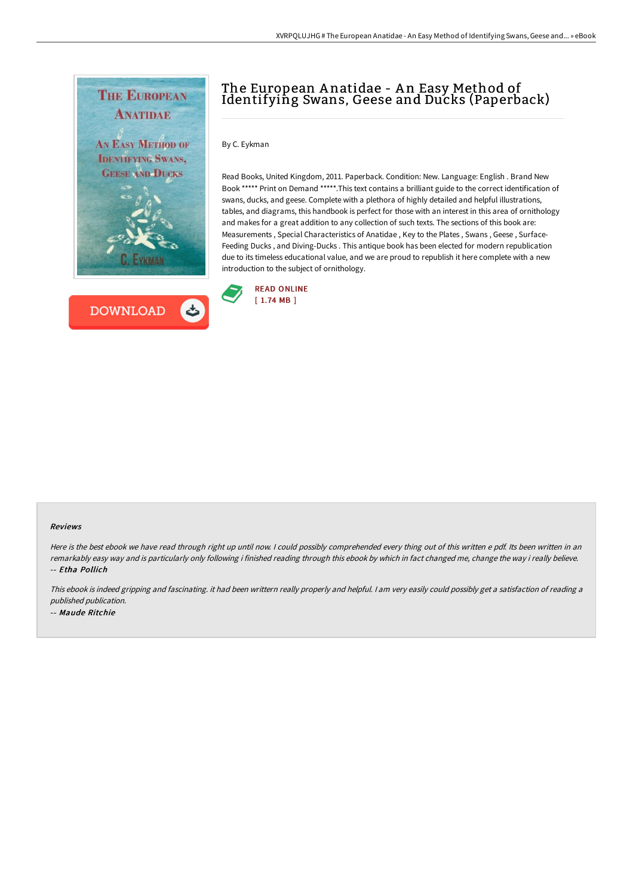# The European Anatidae - An Easy Method of Identifying Swans, Geese and Ducks (Paperback)

By C. Eykman

Read Books, United Kingdom, 2011. Paperback. Condition: New. Language: English . Brand New Book ***** Print on Demand *****.This text contains a brilliant guide to the correct identification of swans, ducks, and geese. Complete with a plethora of highly detailed and helpful illustrations, tables, and diagrams, this handbook is perfect for those with an interest in this area of ornithology and makes for a great addition to any collection of such texts. The sections of this book are: Measurements , Special Characteristics of Anatidae , Key to the Plates , Swans , Geese , Surface-Feeding Ducks , and Diving-Ducks . This antique book has been elected for modern republication due to its timeless educational value, and we are proud to republish it here complete with a new introduction to the subject of ornithology.

READ ONLINE
[ 1.74 MB ]

DOWNLOAD

### Reviews

*Here is the best ebook we have read through right up until now. I could possibly comprehended every thing out of this written e pdf. Its been written in an remarkably easy way and is particularly only following i finished reading through this ebook by which in fact changed me, change the way i really believe.*
*-- **Etha Pollich***

*This ebook is indeed gripping and fascinating. it had been writtern really properly and helpful. I am very easily could possibly get a satisfaction of reading a published publication.*
*-- **Maude Ritchie***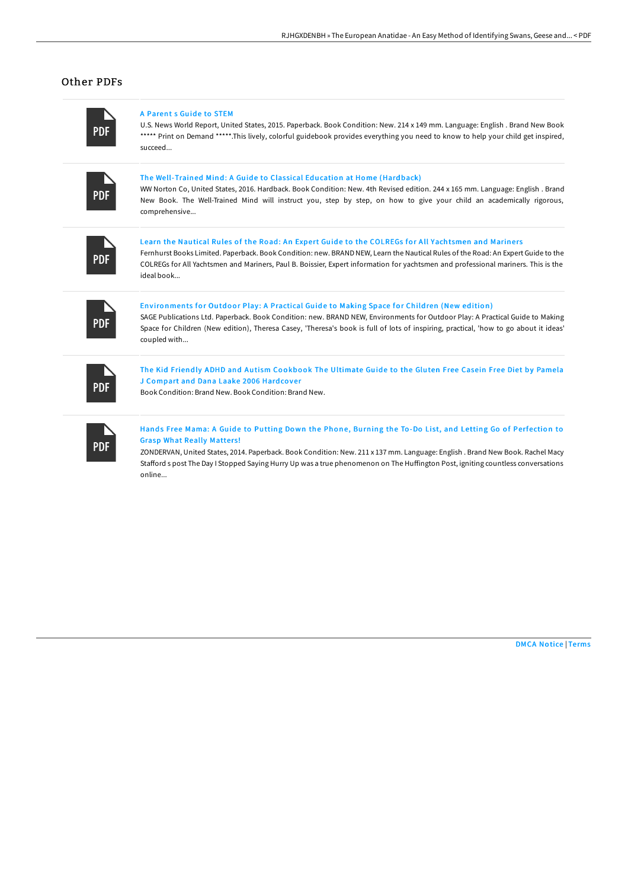## Other PDFs

**A Parent s Guide to STEM**

U.S. News World Report, United States, 2015. Paperback. Book Condition: New. 214 x 149 mm. Language: English . Brand New Book ***** Print on Demand *****.This lively, colorful guidebook provides everything you need to know to help your child get inspired, succeed...

**The Well-Trained Mind: A Guide to Classical Education at Home (Hardback)**

WW Norton Co, United States, 2016. Hardback. Book Condition: New. 4th Revised edition. 244 x 165 mm. Language: English . Brand New Book. The Well-Trained Mind will instruct you, step by step, on how to give your child an academically rigorous, comprehensive...

**Learn the Nautical Rules of the Road: An Expert Guide to the COLREGs for All Yachtsmen and Mariners**

Fernhurst Books Limited. Paperback. Book Condition: new. BRAND NEW, Learn the Nautical Rules of the Road: An Expert Guide to the COLREGs for All Yachtsmen and Mariners, Paul B. Boissier, Expert information for yachtsmen and professional mariners. This is the ideal book...

**Environments for Outdoor Play: A Practical Guide to Making Space for Children (New edition)**

SAGE Publications Ltd. Paperback. Book Condition: new. BRAND NEW, Environments for Outdoor Play: A Practical Guide to Making Space for Children (New edition), Theresa Casey, 'Theresa's book is full of lots of inspiring, practical, 'how to go about it ideas' coupled with...

**The Kid Friendly ADHD and Autism Cookbook The Ultimate Guide to the Gluten Free Casein Free Diet by Pamela J Compart and Dana Laake 2006 Hardcover**

Book Condition: Brand New. Book Condition: Brand New.

**Hands Free Mama: A Guide to Putting Down the Phone, Burning the To-Do List, and Letting Go of Perfection to Grasp What Really Matters!**

ZONDERVAN, United States, 2014. Paperback. Book Condition: New. 211 x 137 mm. Language: English . Brand New Book. Rachel Macy Stafford s post The Day I Stopped Saying Hurry Up was a true phenomenon on The Huffington Post, igniting countless conversations online...